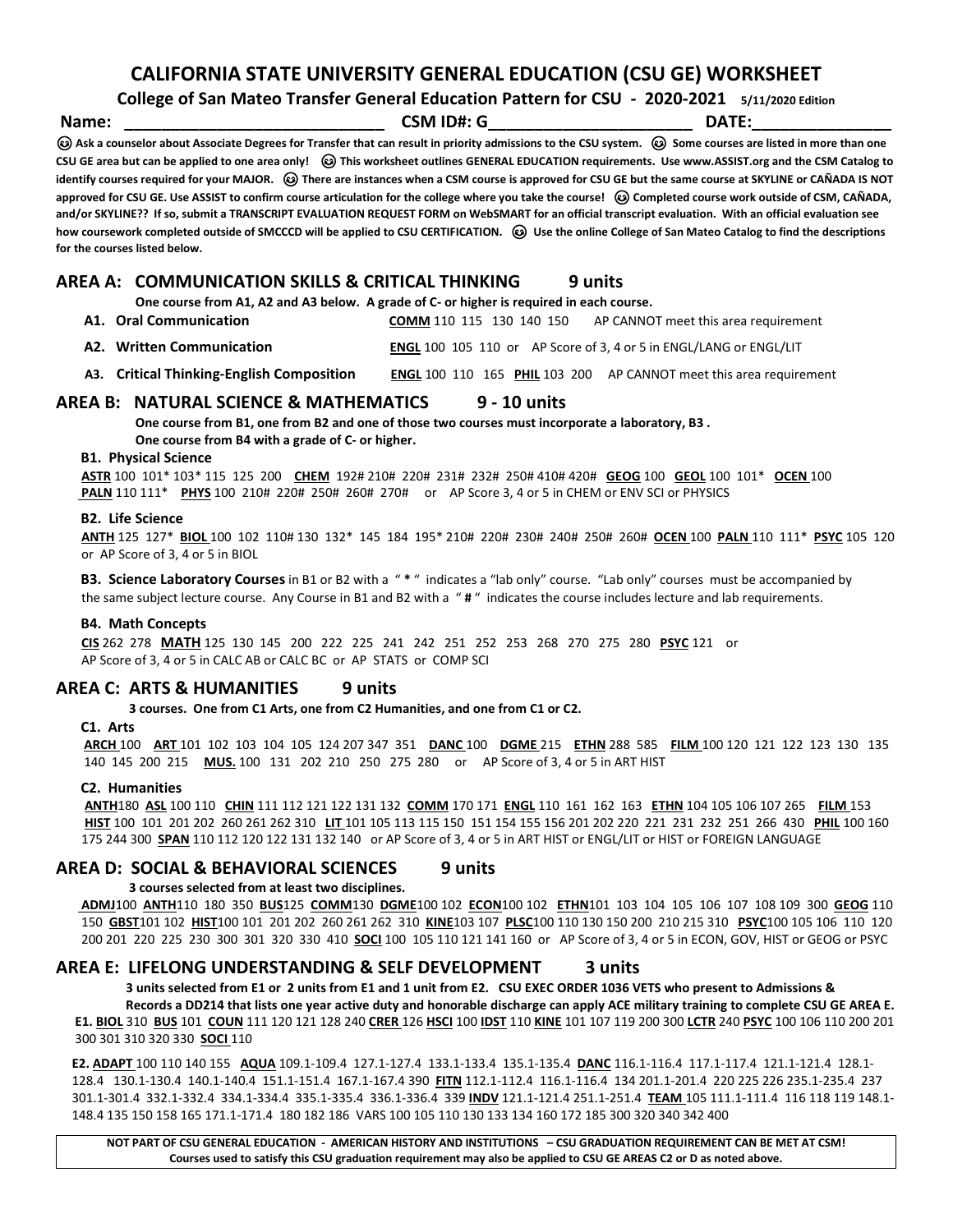# CALIFORNIA STATE UNIVERSITY GENERAL EDUCATION (CSU GE) WORKSHEET

**College of San Mateo Transfer General Education Pattern for CSU - 2020-2021** 5/11/2020 Edition

**Name: ____________________________ CSM ID#: G______________________ DATE:_______________**

**☺ Ask a counselor about Associate Degrees for Transfer that can result in priority admissions to the CSU system. ☺ Some courses are listed in more than one CSU GE area but can be applied to one area only! ☺ This worksheet outlines GENERAL EDUCATION requirements. Use www.ASSIST.org and the CSM Catalog to identify courses required for your MAJOR. ☺ There are instances when a CSM course is approved for CSU GE but the same course at SKYLINE or CAÑADA IS NOT approved for CSU GE. Use ASSIST to confirm course articulation for the college where you take the course! ☺ Completed course work outside of CSM, CAÑADA, and/or SKYLINE?? If so, submit a TRANSCRIPT EVALUATION REQUEST FORM on WebSMART for an official transcript evaluation. With an official evaluation see how coursework completed outside of SMCCCD will be applied to CSU CERTIFICATION. ☺ Use the online College of San Mateo Catalog to find the descriptions for the courses listed below.**

## AREA A: COMMUNICATION SKILLS & CRITICAL THINKING 9 units

**One course from A1, A2 and A3 below. A grade of C- or higher is required in each course.**

**A1. Oral Communication** — **COMM** 110 115 130 140 150 AP CANNOT meet this area requirement

**A2. Written Communication** — **ENGL** 100 105 110 or AP Score of 3, 4 or 5 in ENGL/LANG or ENGL/LIT

**A3. Critical Thinking-English Composition** — **ENGL** 100 110 165 **PHIL** 103 200 AP CANNOT meet this area requirement

## AREA B: NATURAL SCIENCE & MATHEMATICS 9 - 10 units

**One course from B1, one from B2 and one of those two courses must incorporate a laboratory, B3 .**
**One course from B4 with a grade of C- or higher.**

### B1. Physical Science

**ASTR** 100 101* 103* 115 125 200 **CHEM** 192# 210# 220# 231# 232# 250# 410# 420# **GEOG** 100 **GEOL** 100 101* **OCEN** 100 **PALN** 110 111* **PHYS** 100 210# 220# 250# 260# 270# or AP Score 3, 4 or 5 in CHEM or ENV SCI or PHYSICS

### B2. Life Science

**ANTH** 125 127* **BIOL** 100 102 110# 130 132* 145 184 195* 210# 220# 230# 240# 250# 260# **OCEN** 100 **PALN** 110 111* **PSYC** 105 120 or AP Score of 3, 4 or 5 in BIOL

**B3. Science Laboratory Courses** in B1 or B2 with a " * " indicates a "lab only" course. "Lab only" courses must be accompanied by the same subject lecture course. Any Course in B1 and B2 with a " # " indicates the course includes lecture and lab requirements.

### B4. Math Concepts

**CIS** 262 278 **MATH** 125 130 145 200 222 225 241 242 251 252 253 268 270 275 280 **PSYC** 121 or AP Score of 3, 4 or 5 in CALC AB or CALC BC or AP STATS or COMP SCI

## AREA C: ARTS & HUMANITIES 9 units

**3 courses. One from C1 Arts, one from C2 Humanities, and one from C1 or C2.**

### C1. Arts

**ARCH** 100 **ART** 101 102 103 104 105 124 207 347 351 **DANC** 100 **DGME** 215 **ETHN** 288 585 **FILM** 100 120 121 122 123 130 135 140 145 200 215 **MUS.** 100 131 202 210 250 275 280 or AP Score of 3, 4 or 5 in ART HIST

### C2. Humanities

**ANTH** 180 **ASL** 100 110 **CHIN** 111 112 121 122 131 132 **COMM** 170 171 **ENGL** 110 161 162 163 **ETHN** 104 105 106 107 265 **FILM** 153 **HIST** 100 101 201 202 260 261 262 310 **LIT** 101 105 113 115 150 151 154 155 156 201 202 220 221 231 232 251 266 430 **PHIL** 100 160 175 244 300 **SPAN** 110 112 120 122 131 132 140 or AP Score of 3, 4 or 5 in ART HIST or ENGL/LIT or HIST or FOREIGN LANGUAGE

## AREA D: SOCIAL & BEHAVIORAL SCIENCES 9 units

**3 courses selected from at least two disciplines.**

**ADMJ** 100 **ANTH** 110 180 350 **BUS** 125 **COMM** 130 **DGME** 100 102 **ECON** 100 102 **ETHN** 101 103 104 105 106 107 108 109 300 **GEOG** 110 150 **GBST** 101 102 **HIST** 100 101 201 202 260 261 262 310 **KINE** 103 107 **PLSC** 100 110 130 150 200 210 215 310 **PSYC** 100 105 106 110 120 200 201 220 225 230 300 301 320 330 410 **SOCI** 100 105 110 121 141 160 or AP Score of 3, 4 or 5 in ECON, GOV, HIST or GEOG or PSYC

## AREA E: LIFELONG UNDERSTANDING & SELF DEVELOPMENT 3 units

**3 units selected from E1 or 2 units from E1 and 1 unit from E2. CSU EXEC ORDER 1036 VETS who present to Admissions & Records a DD214 that lists one year active duty and honorable discharge can apply ACE military training to complete CSU GE AREA E.**

**E1. BIOL** 310 **BUS** 101 **COUN** 111 120 121 128 240 **CRER** 126 **HSCI** 100 **IDST** 110 **KINE** 101 107 119 200 300 **LCTR** 240 **PSYC** 100 106 110 200 201 300 301 310 320 330 **SOCI** 110

**E2. ADAPT** 100 110 140 155 **AQUA** 109.1-109.4 127.1-127.4 133.1-133.4 135.1-135.4 **DANC** 116.1-116.4 117.1-117.4 121.1-121.4 128.1-128.4 130.1-130.4 140.1-140.4 151.1-151.4 167.1-167.4 390 **FITN** 112.1-112.4 116.1-116.4 134 201.1-201.4 220 225 226 235.1-235.4 237 301.1-301.4 332.1-332.4 334.1-334.4 335.1-335.4 336.1-336.4 339 **INDV** 121.1-121.4 251.1-251.4 **TEAM** 105 111.1-111.4 116 118 119 148.1-148.4 135 150 158 165 171.1-171.4 180 182 186 VARS 100 105 110 130 133 134 160 172 185 300 320 340 342 400

**NOT PART OF CSU GENERAL EDUCATION - AMERICAN HISTORY AND INSTITUTIONS – CSU GRADUATION REQUIREMENT CAN BE MET AT CSM!**
**Courses used to satisfy this CSU graduation requirement may also be applied to CSU GE AREAS C2 or D as noted above.**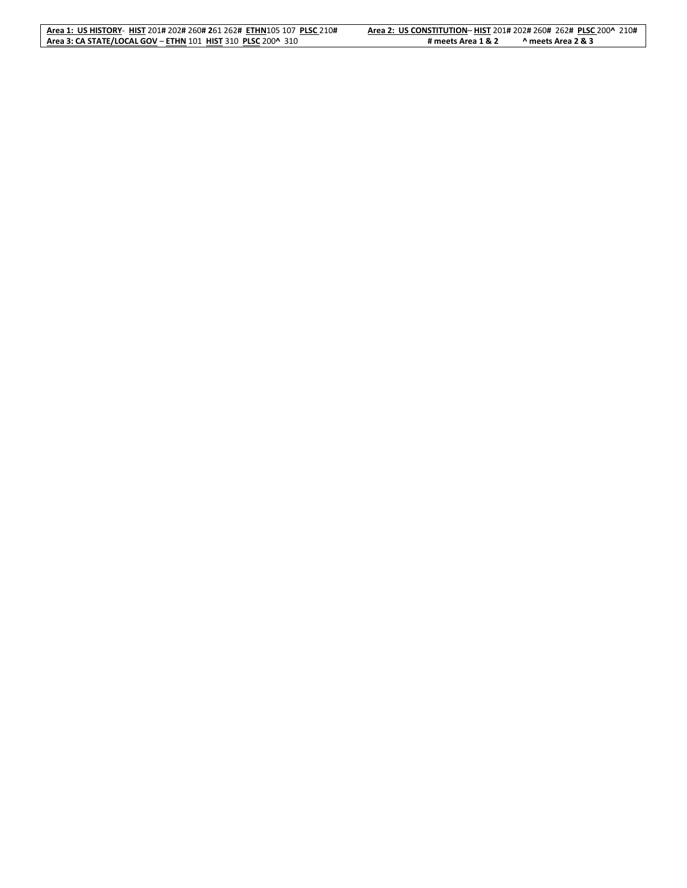| | |
|---|---|
| **Area 1: US HISTORY**- **HIST** 201**#** 202**#** 260**#** **2**61 262**#** **ETHN**105 107 **PLSC** 210**#** | **Area 2: US CONSTITUTION**– **HIST** 201**#** 202**#** 260**#** 262**#** **PLSC** 200**^** 210**#** |
| **Area 3: CA STATE/LOCAL GOV** – **ETHN** 101 **HIST** 310 **PLSC** 200**^** 310 | **# meets Area 1 & 2** **^ meets Area 2 & 3** |